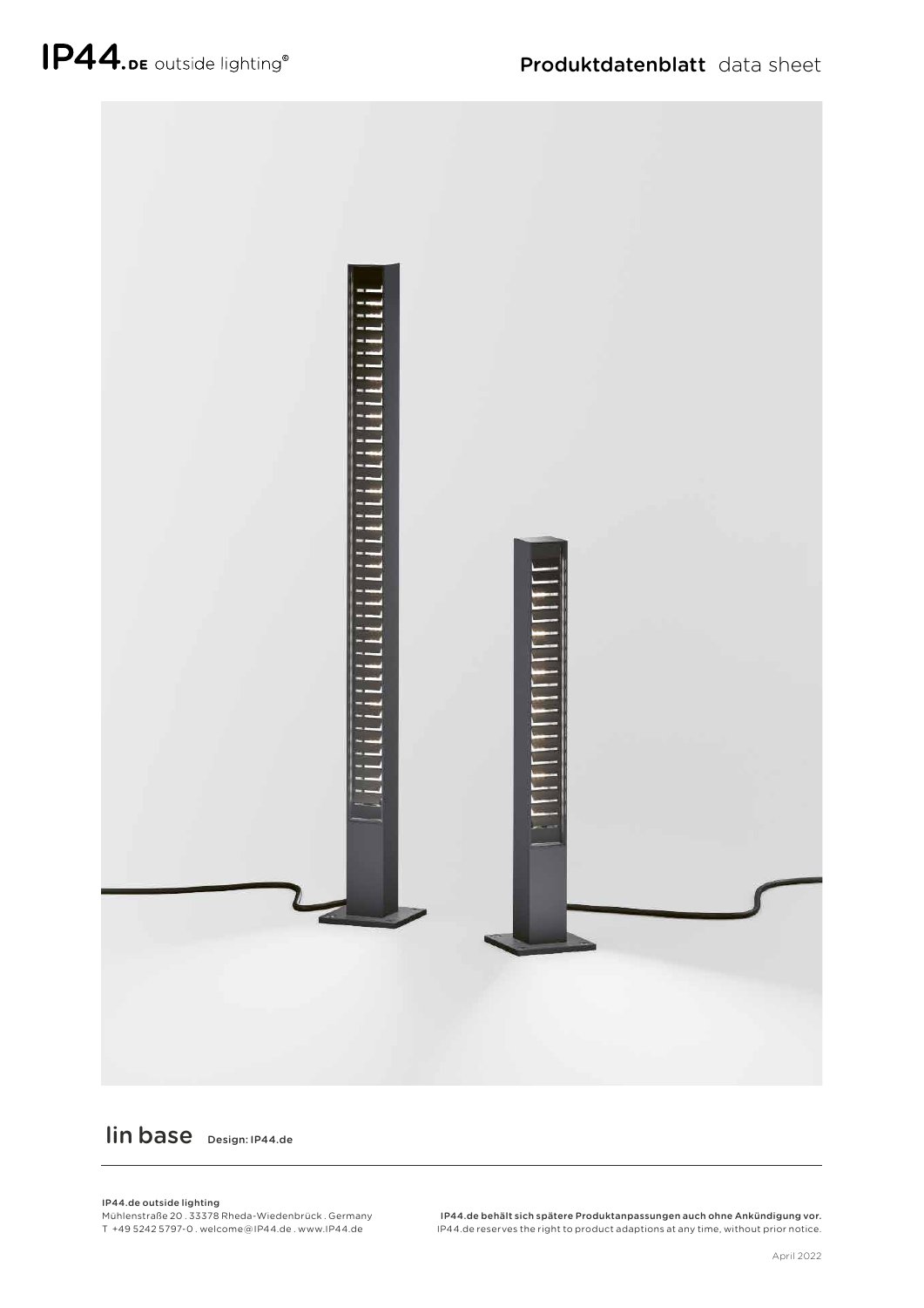IP44.DE outside lighting®

Produktdatenblatt data sheet

# lin base

Design: IP44.de

**IP44.de outside lighting**
Mühlenstraße 20 . 33378 Rheda-Wiedenbrück . Germany
T +49 5242 5797-0 . welcome@IP44.de . www.IP44.de

**IP44.de behält sich spätere Produktanpassungen auch ohne Ankündigung vor.**
IP44.de reserves the right to product adaptions at any time, without prior notice.

April 2022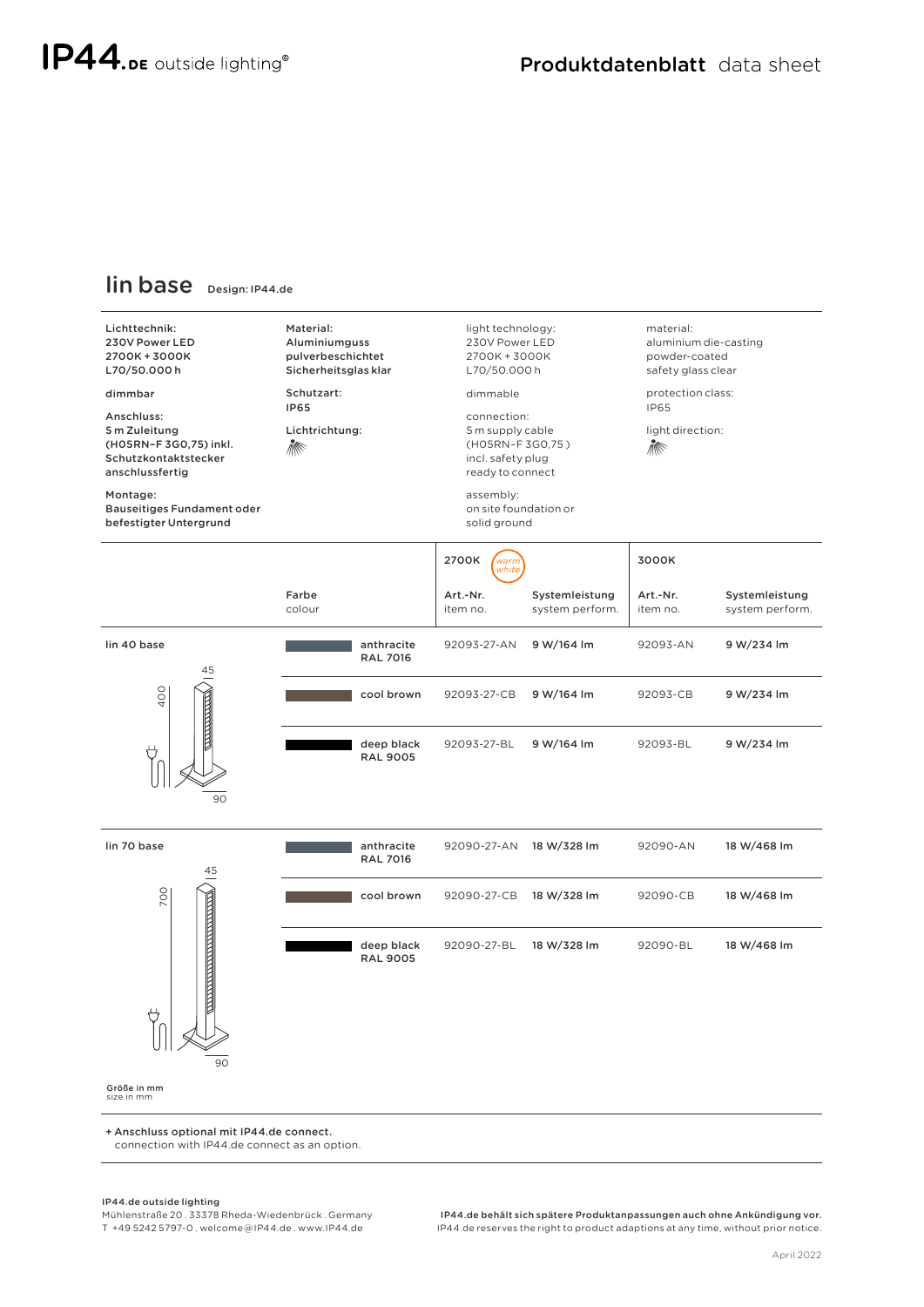# lin base

Design: IP44.de

| Lichttechnik: | Material: | light technology: | material: |
|---|---|---|---|
| 230V Power LED<br>2700K + 3000K<br>L70/50.000 h | Aluminiumguss<br>pulverbeschichtet<br>Sicherheitsglas klar | 230V Power LED<br>2700K + 3000K<br>L70/50.000 h | aluminium die-casting<br>powder-coated<br>safety glass clear |
| dimmbar | Schutzart:<br>IP65 | dimmable | protection class:<br>IP65 |
| Anschluss:<br>5 m Zuleitung<br>(H05RN-F 3G0,75) inkl.<br>Schutzkontaktstecker<br>anschlussfertig | Lichtrichtung: | connection:<br>5 m supply cable<br>(H05RN-F 3G0,75 )<br>incl. safety plug<br>ready to connect | light direction: |
| Montage:<br>Bauseitiges Fundament oder<br>befestigter Untergrund | | assembly:<br>on site foundation or<br>solid ground | |

| | | 2700K warm white | | 3000K | |
|---|---|---|---|---|---|
| | Farbe<br>colour | Art.-Nr.<br>item no. | Systemleistung<br>system perform. | Art.-Nr.<br>item no. | Systemleistung<br>system perform. |
| lin 40 base (45 / 400 / 90) | anthracite RAL 7016 | 92093-27-AN | 9 W/164 lm | 92093-AN | 9 W/234 lm |
| | cool brown | 92093-27-CB | 9 W/164 lm | 92093-CB | 9 W/234 lm |
| | deep black RAL 9005 | 92093-27-BL | 9 W/164 lm | 92093-BL | 9 W/234 lm |
| lin 70 base (45 / 700 / 90) | anthracite RAL 7016 | 92090-27-AN | 18 W/328 lm | 92090-AN | 18 W/468 lm |
| | cool brown | 92090-27-CB | 18 W/328 lm | 92090-CB | 18 W/468 lm |
| | deep black RAL 9005 | 92090-27-BL | 18 W/328 lm | 92090-BL | 18 W/468 lm |

Größe in mm
size in mm

**+ Anschluss optional mit IP44.de connect.**
connection with IP44.de connect as an option.

**IP44.de outside lighting**
Mühlenstraße 20 . 33378 Rheda-Wiedenbrück . Germany
T +49 5242 5797-0 . welcome@IP44.de . www.IP44.de

**IP44.de behält sich spätere Produktanpassungen auch ohne Ankündigung vor.**
IP44.de reserves the right to product adaptions at any time, without prior notice.

April 2022